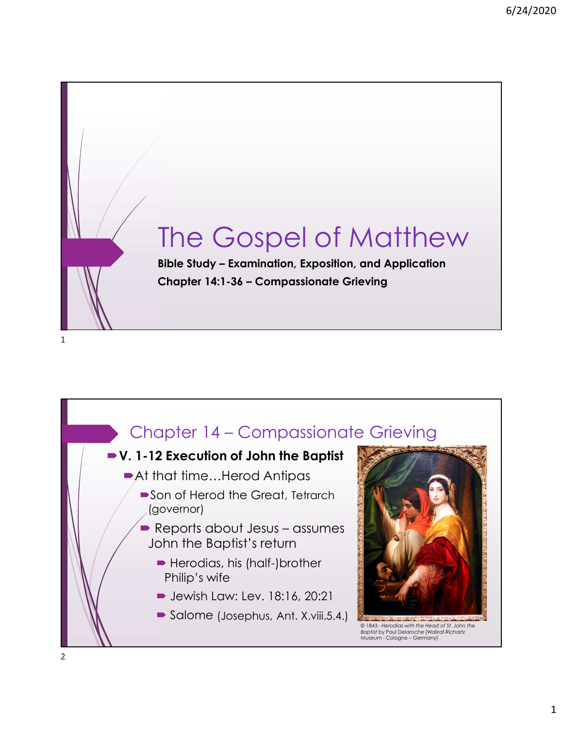# The Gospel of Matthew

**Bible Study – Examination, Exposition, and Application**

**Chapter 14:1-36 – Compassionate Grieving**

## Chapter 14 – Compassionate Grieving

- **V. 1-12 Execution of John the Baptist**
  - At that time…Herod Antipas
    - Son of Herod the Great, Tetrarch (governor)
    - Reports about Jesus – assumes John the Baptist's return
      - Herodias, his (half-)brother Philip's wife
      - Jewish Law: Lev. 18:16, 20:21
      - Salome (Josephus, Ant. X.viii.5.4.)

© 1843 - *Herodias with the Head of St. John the Baptist* by Paul Delaroche (Wallraf-Richartz Museum - Cologne – Germany)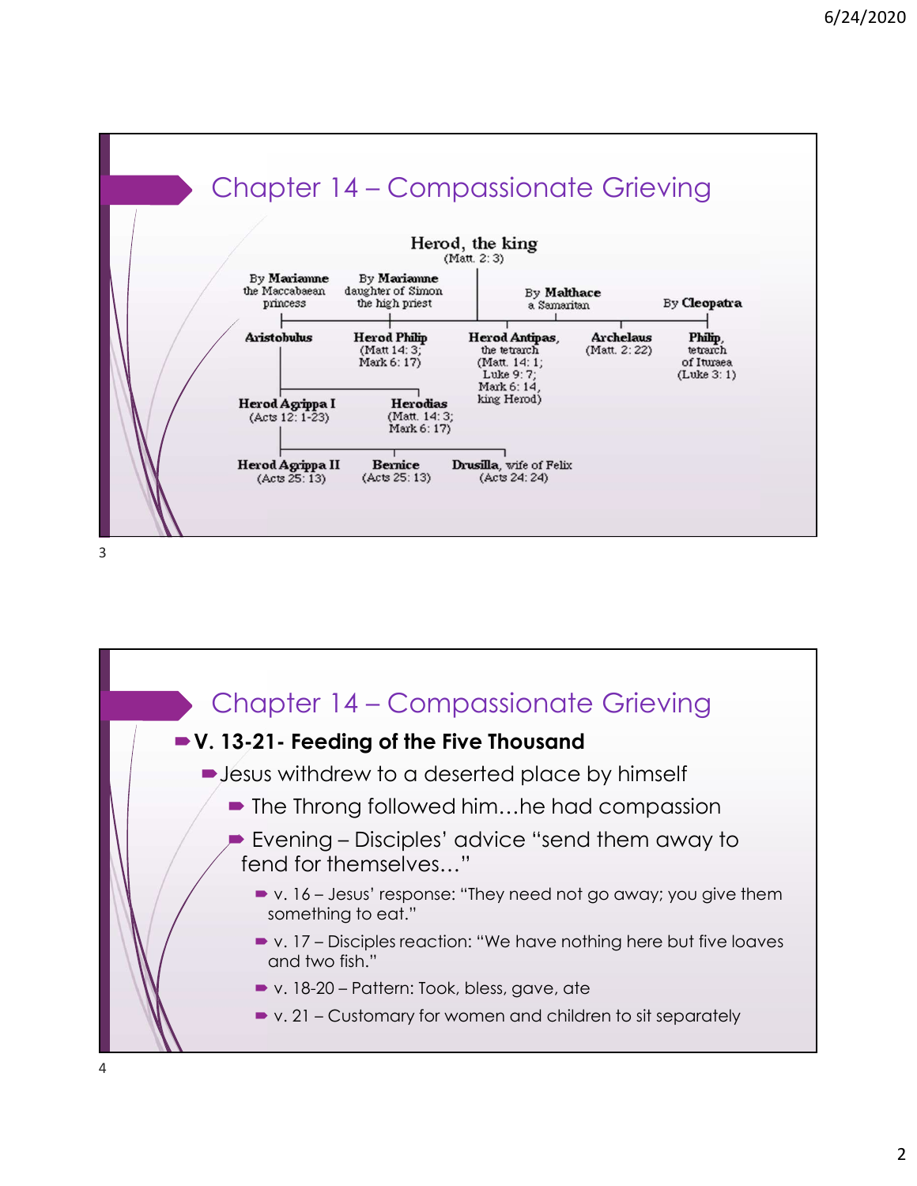## Chapter 14 – Compassionate Grieving

**Herod, the king** (Matt. 2: 3)

- By **Mariamne** the Maccabaean princess
  - **Aristobulus**
    - **Herod Agrippa I** (Acts 12: 1-23)
      - **Herod Agrippa II** (Acts 25: 13)
      - **Bernice** (Acts 25: 13)
      - **Drusilla**, wife of Felix (Acts 24: 24)
    - **Herodias** (Matt. 14: 3; Mark 6: 17)
- By **Mariamne** daughter of Simon the high priest
  - **Herod Philip** (Matt 14: 3; Mark 6: 17)
- By **Malthace** a Samaritan
  - **Herod Antipas**, the tetrarch (Matt. 14: 1; Luke 9: 7; Mark 6: 14, king Herod)
  - **Archelaus** (Matt. 2: 22)
- By **Cleopatra**
  - **Philip**, tetrarch of Ituraea (Luke 3: 1)

## Chapter 14 – Compassionate Grieving

- **V. 13-21- Feeding of the Five Thousand**
  - Jesus withdrew to a deserted place by himself
    - The Throng followed him…he had compassion
    - Evening – Disciples' advice "send them away to fend for themselves…"
      - v. 16 – Jesus' response: "They need not go away; you give them something to eat."
      - v. 17 – Disciples reaction: "We have nothing here but five loaves and two fish."
      - v. 18-20 – Pattern: Took, bless, gave, ate
      - v. 21 – Customary for women and children to sit separately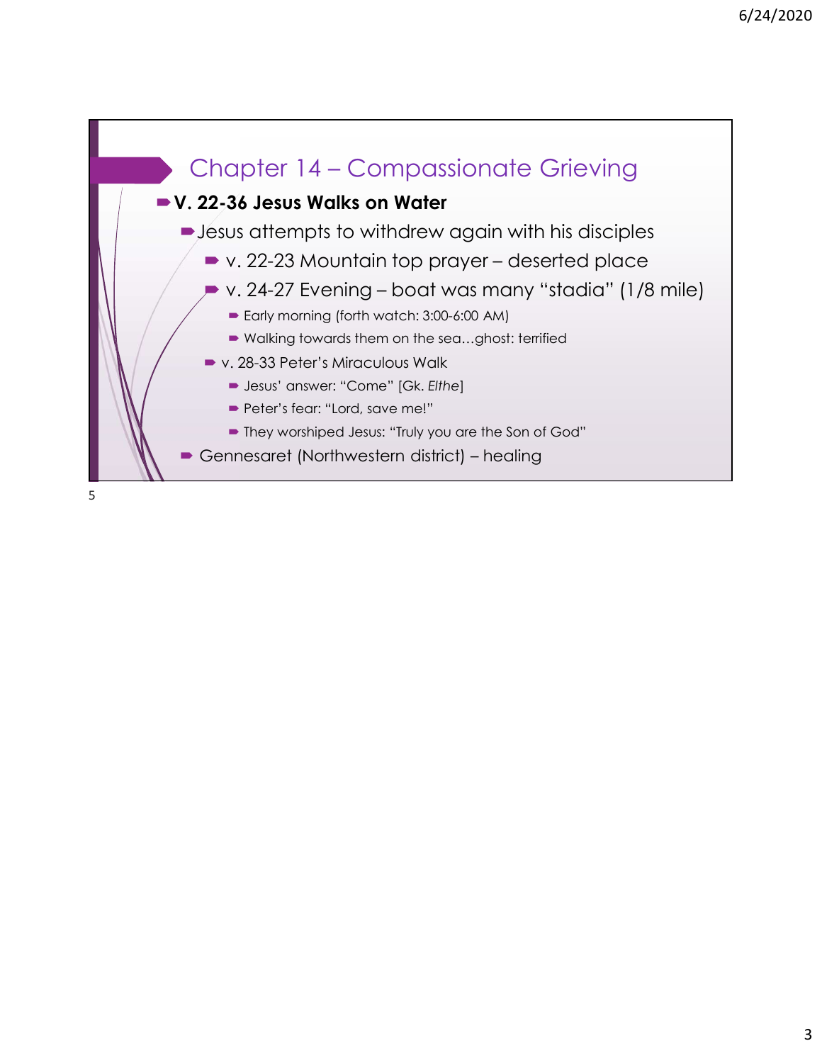## Chapter 14 – Compassionate Grieving

- **V. 22-36 Jesus Walks on Water**
  - Jesus attempts to withdrew again with his disciples
    - v. 22-23 Mountain top prayer – deserted place
    - v. 24-27 Evening – boat was many "stadia" (1/8 mile)
      - Early morning (forth watch: 3:00-6:00 AM)
      - Walking towards them on the sea…ghost: terrified
    - v. 28-33 Peter's Miraculous Walk
      - Jesus' answer: "Come" [Gk. *Elthe*]
      - Peter's fear: "Lord, save me!"
      - They worshiped Jesus: "Truly you are the Son of God"
  - Gennesaret (Northwestern district) – healing